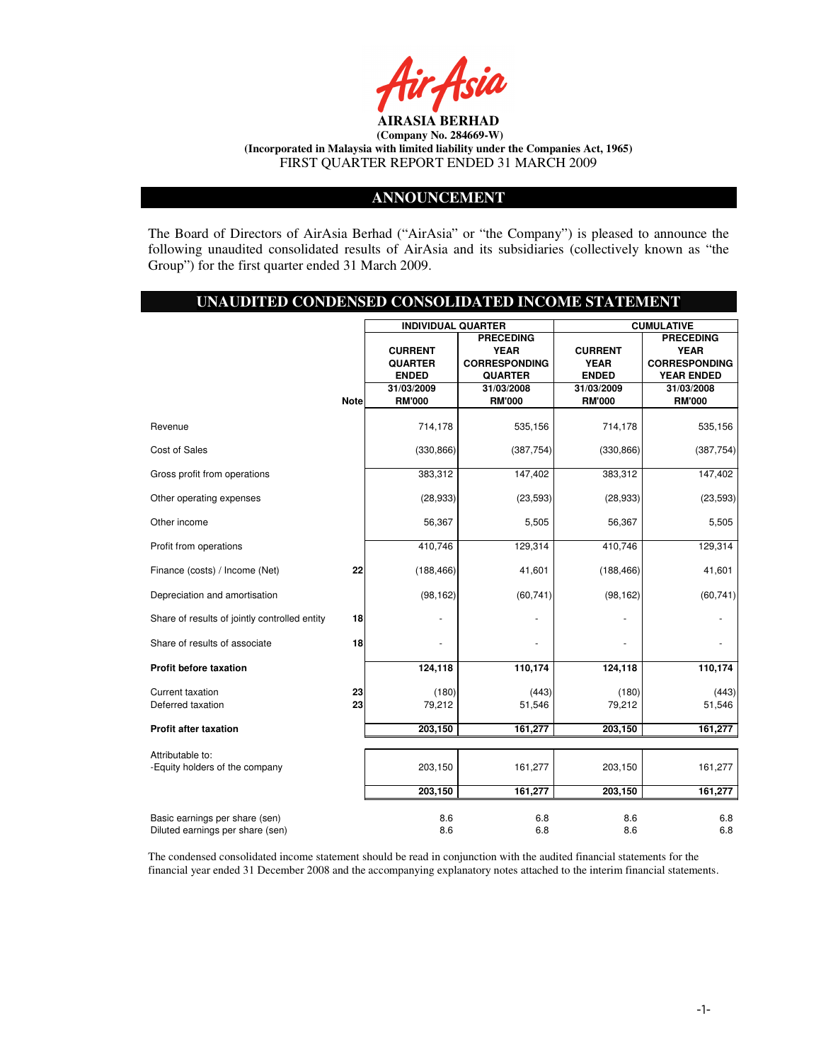# AIRASIA BERHAD

**(Company No. 284669-W)**

**(Incorporated in Malaysia with limited liability under the Companies Act, 1965)**

FIRST QUARTER REPORT ENDED 31 MARCH 2009

## ANNOUNCEMENT

The Board of Directors of AirAsia Berhad ("AirAsia" or "the Company") is pleased to announce the following unaudited consolidated results of AirAsia and its subsidiaries (collectively known as "the Group") for the first quarter ended 31 March 2009.

## UNAUDITED CONDENSED CONSOLIDATED INCOME STATEMENT

| | Note | INDIVIDUAL QUARTER | | CUMULATIVE | |
|---|---|---|---|---|---|
| | | CURRENT QUARTER ENDED | PRECEDING YEAR CORRESPONDING QUARTER | CURRENT YEAR ENDED | PRECEDING YEAR CORRESPONDING YEAR ENDED |
| | | 31/03/2009 RM'000 | 31/03/2008 RM'000 | 31/03/2009 RM'000 | 31/03/2008 RM'000 |
| Revenue | | 714,178 | 535,156 | 714,178 | 535,156 |
| Cost of Sales | | (330,866) | (387,754) | (330,866) | (387,754) |
| Gross profit from operations | | 383,312 | 147,402 | 383,312 | 147,402 |
| Other operating expenses | | (28,933) | (23,593) | (28,933) | (23,593) |
| Other income | | 56,367 | 5,505 | 56,367 | 5,505 |
| Profit from operations | | 410,746 | 129,314 | 410,746 | 129,314 |
| Finance (costs) / Income (Net) | 22 | (188,466) | 41,601 | (188,466) | 41,601 |
| Depreciation and amortisation | | (98,162) | (60,741) | (98,162) | (60,741) |
| Share of results of jointly controlled entity | 18 | - | - | - | - |
| Share of results of associate | 18 | - | - | - | - |
| **Profit before taxation** | | **124,118** | **110,174** | **124,118** | **110,174** |
| Current taxation | 23 | (180) | (443) | (180) | (443) |
| Deferred taxation | 23 | 79,212 | 51,546 | 79,212 | 51,546 |
| **Profit after taxation** | | **203,150** | **161,277** | **203,150** | **161,277** |
| Attributable to: | | | | | |
| -Equity holders of the company | | 203,150 | 161,277 | 203,150 | 161,277 |
| | | **203,150** | **161,277** | **203,150** | **161,277** |
| Basic earnings per share (sen) | | 8.6 | 6.8 | 8.6 | 6.8 |
| Diluted earnings per share (sen) | | 8.6 | 6.8 | 8.6 | 6.8 |

The condensed consolidated income statement should be read in conjunction with the audited financial statements for the financial year ended 31 December 2008 and the accompanying explanatory notes attached to the interim financial statements.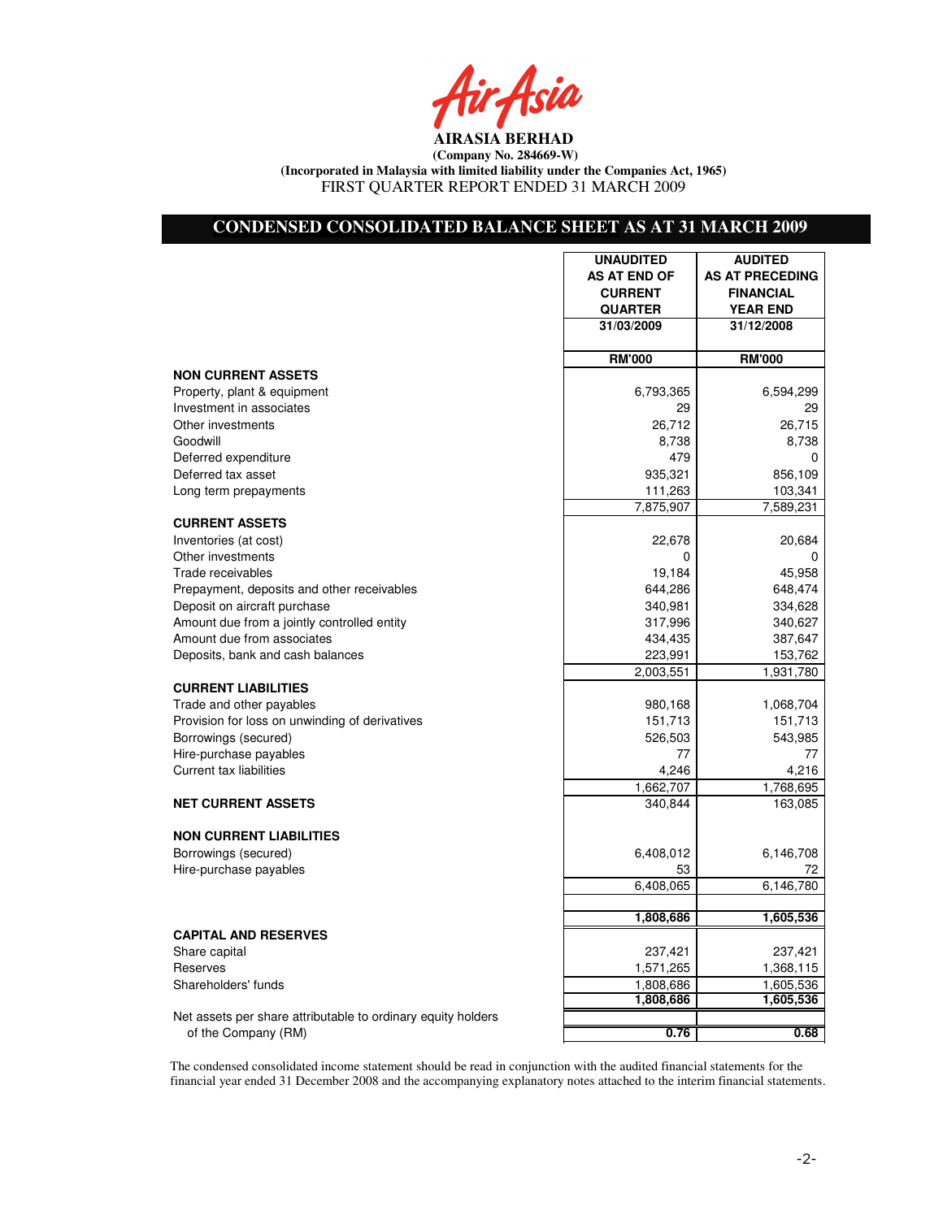**AIRASIA BERHAD**

**(Company No. 284669-W)**

**(Incorporated in Malaysia with limited liability under the Companies Act, 1965)**

FIRST QUARTER REPORT ENDED 31 MARCH 2009

## CONDENSED CONSOLIDATED BALANCE SHEET AS AT 31 MARCH 2009

| | UNAUDITED AS AT END OF CURRENT QUARTER 31/03/2009 | AUDITED AS AT PRECEDING FINANCIAL YEAR END 31/12/2008 |
|---|---|---|
| | RM'000 | RM'000 |
| **NON CURRENT ASSETS** | | |
| Property, plant & equipment | 6,793,365 | 6,594,299 |
| Investment in associates | 29 | 29 |
| Other investments | 26,712 | 26,715 |
| Goodwill | 8,738 | 8,738 |
| Deferred expenditure | 479 | 0 |
| Deferred tax asset | 935,321 | 856,109 |
| Long term prepayments | 111,263 | 103,341 |
| | 7,875,907 | 7,589,231 |
| **CURRENT ASSETS** | | |
| Inventories (at cost) | 22,678 | 20,684 |
| Other investments | 0 | 0 |
| Trade receivables | 19,184 | 45,958 |
| Prepayment, deposits and other receivables | 644,286 | 648,474 |
| Deposit on aircraft purchase | 340,981 | 334,628 |
| Amount due from a jointly controlled entity | 317,996 | 340,627 |
| Amount due from associates | 434,435 | 387,647 |
| Deposits, bank and cash balances | 223,991 | 153,762 |
| | 2,003,551 | 1,931,780 |
| **CURRENT LIABILITIES** | | |
| Trade and other payables | 980,168 | 1,068,704 |
| Provision for loss on unwinding of derivatives | 151,713 | 151,713 |
| Borrowings (secured) | 526,503 | 543,985 |
| Hire-purchase payables | 77 | 77 |
| Current tax liabilities | 4,246 | 4,216 |
| | 1,662,707 | 1,768,695 |
| **NET CURRENT ASSETS** | 340,844 | 163,085 |
| **NON CURRENT LIABILITIES** | | |
| Borrowings (secured) | 6,408,012 | 6,146,708 |
| Hire-purchase payables | 53 | 72 |
| | 6,408,065 | 6,146,780 |
| | **1,808,686** | **1,605,536** |
| **CAPITAL AND RESERVES** | | |
| Share capital | 237,421 | 237,421 |
| Reserves | 1,571,265 | 1,368,115 |
| Shareholders' funds | 1,808,686 | 1,605,536 |
| | **1,808,686** | **1,605,536** |
| Net assets per share attributable to ordinary equity holders of the Company (RM) | **0.76** | **0.68** |

The condensed consolidated income statement should be read in conjunction with the audited financial statements for the financial year ended 31 December 2008 and the accompanying explanatory notes attached to the interim financial statements.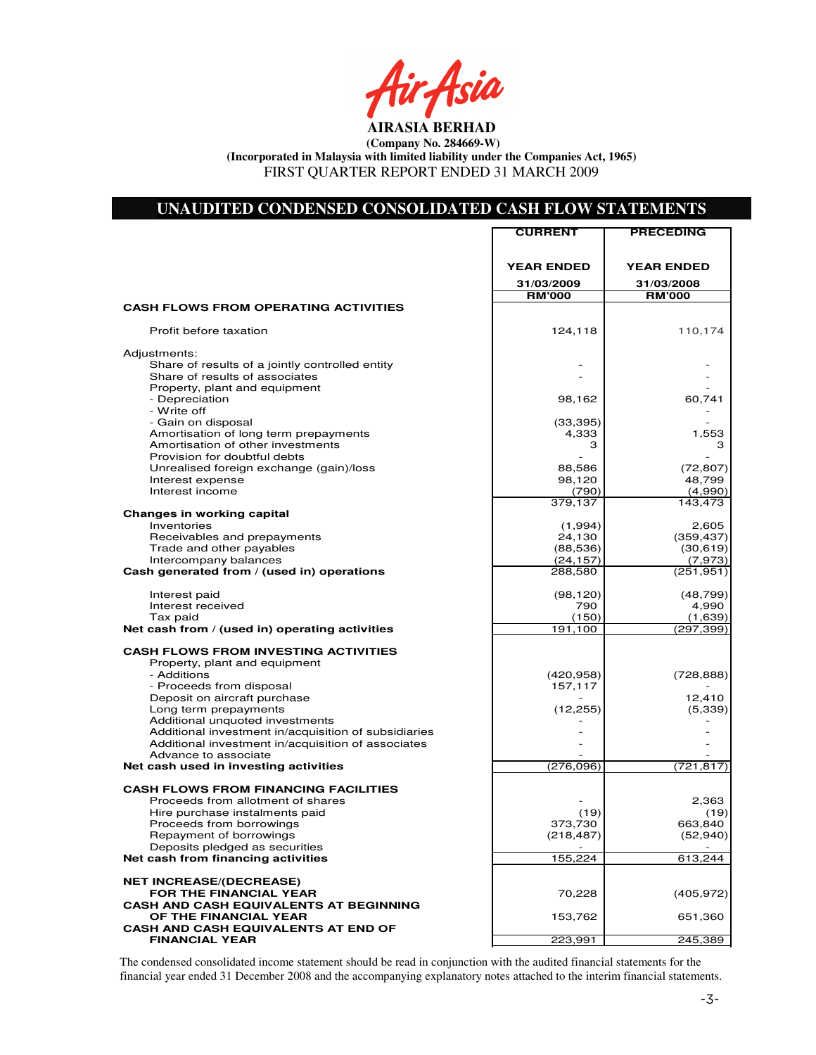# AIRASIA BERHAD

**(Company No. 284669-W)**
**(Incorporated in Malaysia with limited liability under the Companies Act, 1965)**
FIRST QUARTER REPORT ENDED 31 MARCH 2009

## UNAUDITED CONDENSED CONSOLIDATED CASH FLOW STATEMENTS

| | CURRENT YEAR ENDED 31/03/2009 RM'000 | PRECEDING YEAR ENDED 31/03/2008 RM'000 |
|---|---|---|
| **CASH FLOWS FROM OPERATING ACTIVITIES** | | |
| Profit before taxation | 124,118 | 110,174 |
| Adjustments: | | |
| Share of results of a jointly controlled entity | - | - |
| Share of results of associates | - | - |
| Property, plant and equipment | | - |
| - Depreciation | 98,162 | 60,741 |
| - Write off | | - |
| - Gain on disposal | (33,395) | - |
| Amortisation of long term prepayments | 4,333 | 1,553 |
| Amortisation of other investments | 3 | 3 |
| Provision for doubtful debts | - | - |
| Unrealised foreign exchange (gain)/loss | 88,586 | (72,807) |
| Interest expense | 98,120 | 48,799 |
| Interest income | (790) | (4,990) |
| | 379,137 | 143,473 |
| **Changes in working capital** | | |
| Inventories | (1,994) | 2,605 |
| Receivables and prepayments | 24,130 | (359,437) |
| Trade and other payables | (88,536) | (30,619) |
| Intercompany balances | (24,157) | (7,973) |
| **Cash generated from / (used in) operations** | 288,580 | (251,951) |
| Interest paid | (98,120) | (48,799) |
| Interest received | 790 | 4,990 |
| Tax paid | (150) | (1,639) |
| **Net cash from / (used in) operating activities** | 191,100 | (297,399) |
| **CASH FLOWS FROM INVESTING ACTIVITIES** | | |
| Property, plant and equipment | | |
| - Additions | (420,958) | (728,888) |
| - Proceeds from disposal | 157,117 | - |
| Deposit on aircraft purchase | - | 12,410 |
| Long term prepayments | (12,255) | (5,339) |
| Additional unquoted investments | - | - |
| Additional investment in/acquisition of subsidiaries | - | - |
| Additional investment in/acquisition of associates | - | - |
| Advance to associate | - | - |
| **Net cash used in investing activities** | (276,096) | (721,817) |
| **CASH FLOWS FROM FINANCING FACILITIES** | | |
| Proceeds from allotment of shares | - | 2,363 |
| Hire purchase instalments paid | (19) | (19) |
| Proceeds from borrowings | 373,730 | 663,840 |
| Repayment of borrowings | (218,487) | (52,940) |
| Deposits pledged as securities | - | - |
| **Net cash from financing activities** | 155,224 | 613,244 |
| **NET INCREASE/(DECREASE) FOR THE FINANCIAL YEAR** | 70,228 | (405,972) |
| **CASH AND CASH EQUIVALENTS AT BEGINNING OF THE FINANCIAL YEAR** | 153,762 | 651,360 |
| **CASH AND CASH EQUIVALENTS AT END OF FINANCIAL YEAR** | 223,991 | 245,389 |

The condensed consolidated income statement should be read in conjunction with the audited financial statements for the financial year ended 31 December 2008 and the accompanying explanatory notes attached to the interim financial statements.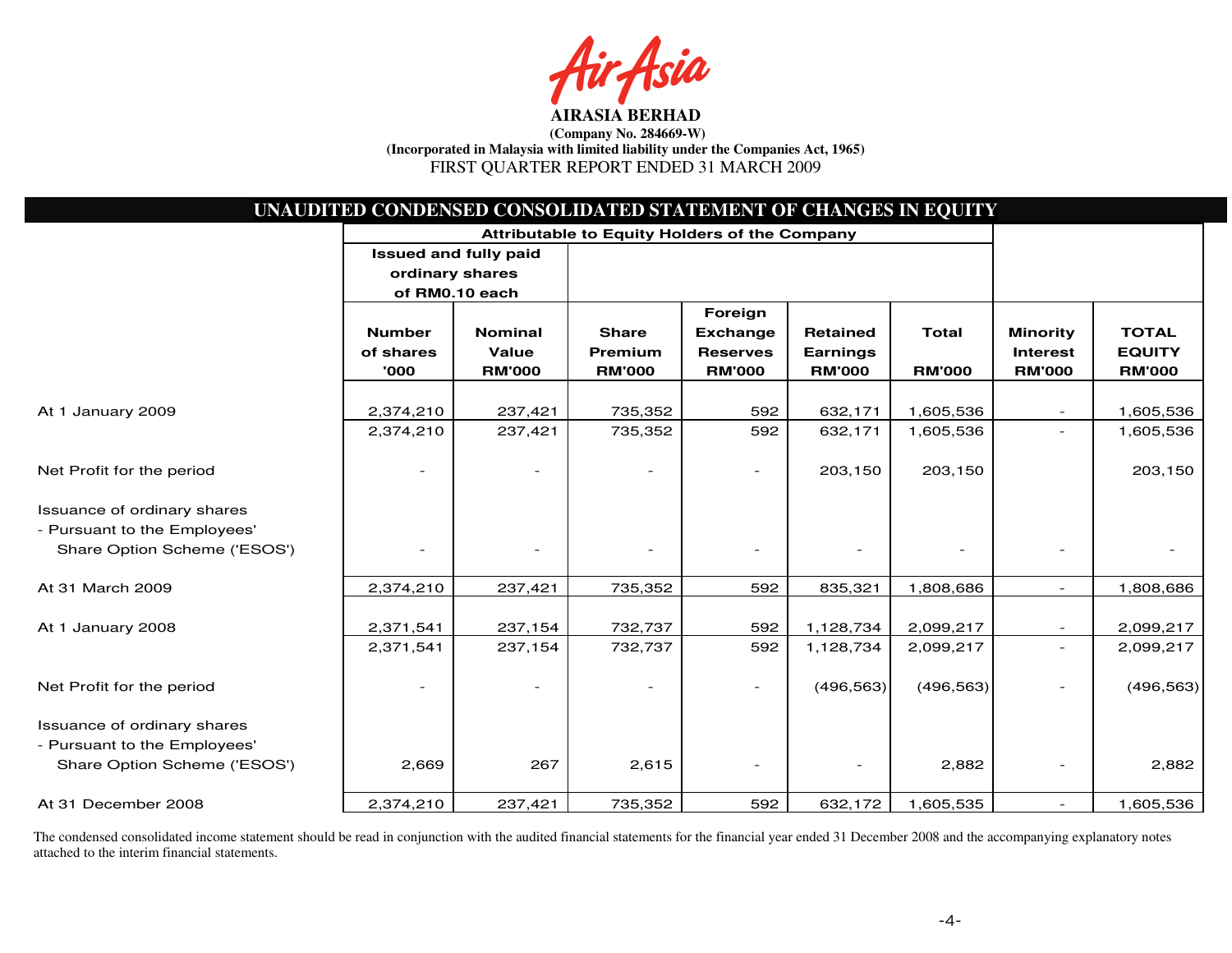**AIRASIA BERHAD**

**(Company No. 284669-W)**

**(Incorporated in Malaysia with limited liability under the Companies Act, 1965)**

FIRST QUARTER REPORT ENDED 31 MARCH 2009

## UNAUDITED CONDENSED CONSOLIDATED STATEMENT OF CHANGES IN EQUITY

| | Attributable to Equity Holders of the Company | | | | | | | |
|---|---|---|---|---|---|---|---|---|
| | Issued and fully paid ordinary shares of RM0.10 each | | | | | | | |
| | Number of shares '000 | Nominal Value RM'000 | Share Premium RM'000 | Foreign Exchange Reserves RM'000 | Retained Earnings RM'000 | Total RM'000 | Minority Interest RM'000 | TOTAL EQUITY RM'000 |
| At 1 January 2009 | 2,374,210 | 237,421 | 735,352 | 592 | 632,171 | 1,605,536 | - | 1,605,536 |
| | 2,374,210 | 237,421 | 735,352 | 592 | 632,171 | 1,605,536 | - | 1,605,536 |
| Net Profit for the period | - | - | - | - | 203,150 | 203,150 | | 203,150 |
| Issuance of ordinary shares - Pursuant to the Employees' Share Option Scheme ('ESOS') | - | - | - | - | - | - | - | - |
| At 31 March 2009 | 2,374,210 | 237,421 | 735,352 | 592 | 835,321 | 1,808,686 | - | 1,808,686 |
| At 1 January 2008 | 2,371,541 | 237,154 | 732,737 | 592 | 1,128,734 | 2,099,217 | - | 2,099,217 |
| | 2,371,541 | 237,154 | 732,737 | 592 | 1,128,734 | 2,099,217 | - | 2,099,217 |
| Net Profit for the period | - | - | - | - | (496,563) | (496,563) | - | (496,563) |
| Issuance of ordinary shares - Pursuant to the Employees' Share Option Scheme ('ESOS') | 2,669 | 267 | 2,615 | - | - | 2,882 | - | 2,882 |
| At 31 December 2008 | 2,374,210 | 237,421 | 735,352 | 592 | 632,172 | 1,605,535 | - | 1,605,536 |

The condensed consolidated income statement should be read in conjunction with the audited financial statements for the financial year ended 31 December 2008 and the accompanying explanatory notes attached to the interim financial statements.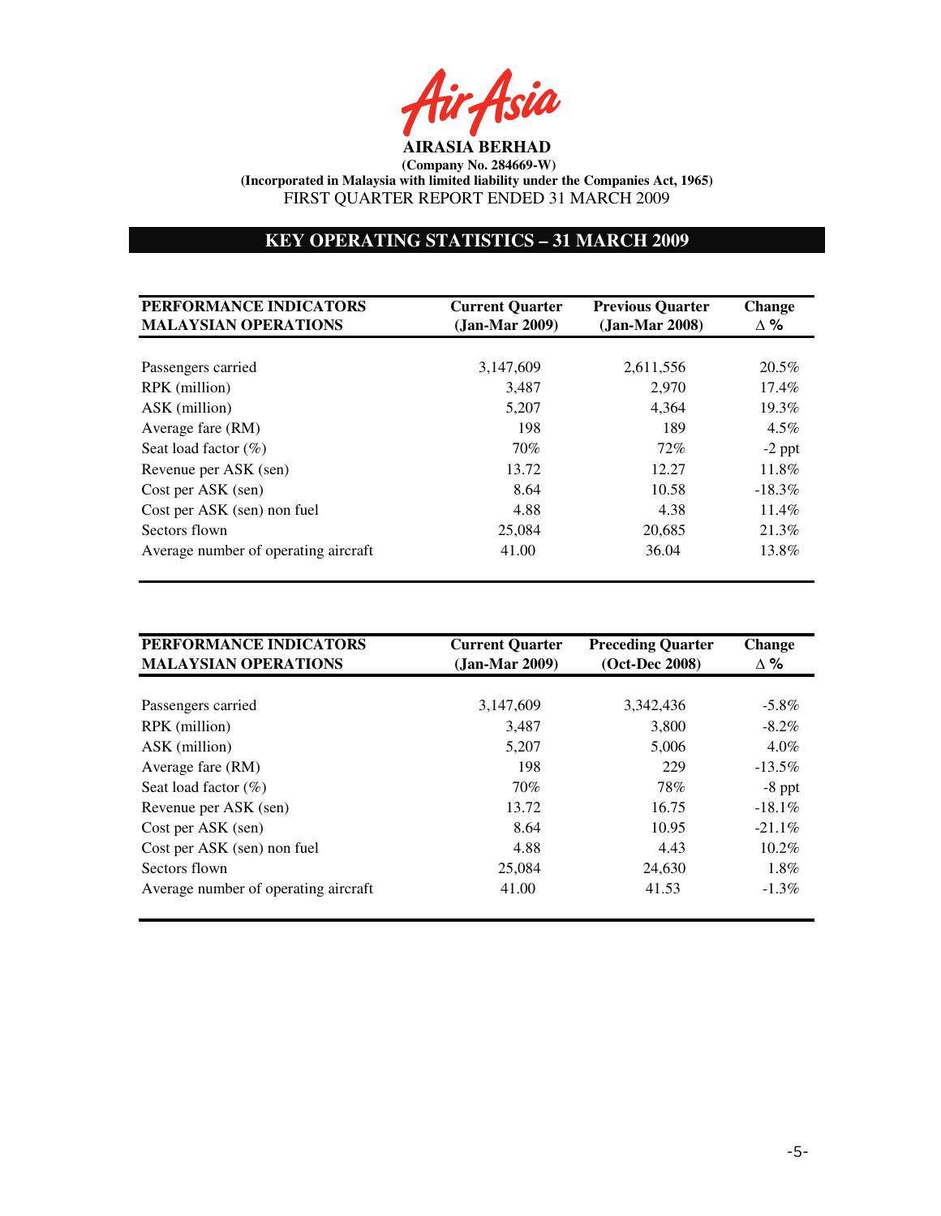**AIRASIA BERHAD**

**(Company No. 284669-W)**

**(Incorporated in Malaysia with limited liability under the Companies Act, 1965)**

FIRST QUARTER REPORT ENDED 31 MARCH 2009

## KEY OPERATING STATISTICS – 31 MARCH 2009

| PERFORMANCE INDICATORS MALAYSIAN OPERATIONS | Current Quarter (Jan-Mar 2009) | Previous Quarter (Jan-Mar 2008) | Change ∆ % |
|---|---|---|---|
| Passengers carried | 3,147,609 | 2,611,556 | 20.5% |
| RPK (million) | 3,487 | 2,970 | 17.4% |
| ASK (million) | 5,207 | 4,364 | 19.3% |
| Average fare (RM) | 198 | 189 | 4.5% |
| Seat load factor (%) | 70% | 72% | -2 ppt |
| Revenue per ASK (sen) | 13.72 | 12.27 | 11.8% |
| Cost per ASK (sen) | 8.64 | 10.58 | -18.3% |
| Cost per ASK (sen) non fuel | 4.88 | 4.38 | 11.4% |
| Sectors flown | 25,084 | 20,685 | 21.3% |
| Average number of operating aircraft | 41.00 | 36.04 | 13.8% |

| PERFORMANCE INDICATORS MALAYSIAN OPERATIONS | Current Quarter (Jan-Mar 2009) | Preceding Quarter (Oct-Dec 2008) | Change ∆ % |
|---|---|---|---|
| Passengers carried | 3,147,609 | 3,342,436 | -5.8% |
| RPK (million) | 3,487 | 3,800 | -8.2% |
| ASK (million) | 5,207 | 5,006 | 4.0% |
| Average fare (RM) | 198 | 229 | -13.5% |
| Seat load factor (%) | 70% | 78% | -8 ppt |
| Revenue per ASK (sen) | 13.72 | 16.75 | -18.1% |
| Cost per ASK (sen) | 8.64 | 10.95 | -21.1% |
| Cost per ASK (sen) non fuel | 4.88 | 4.43 | 10.2% |
| Sectors flown | 25,084 | 24,630 | 1.8% |
| Average number of operating aircraft | 41.00 | 41.53 | -1.3% |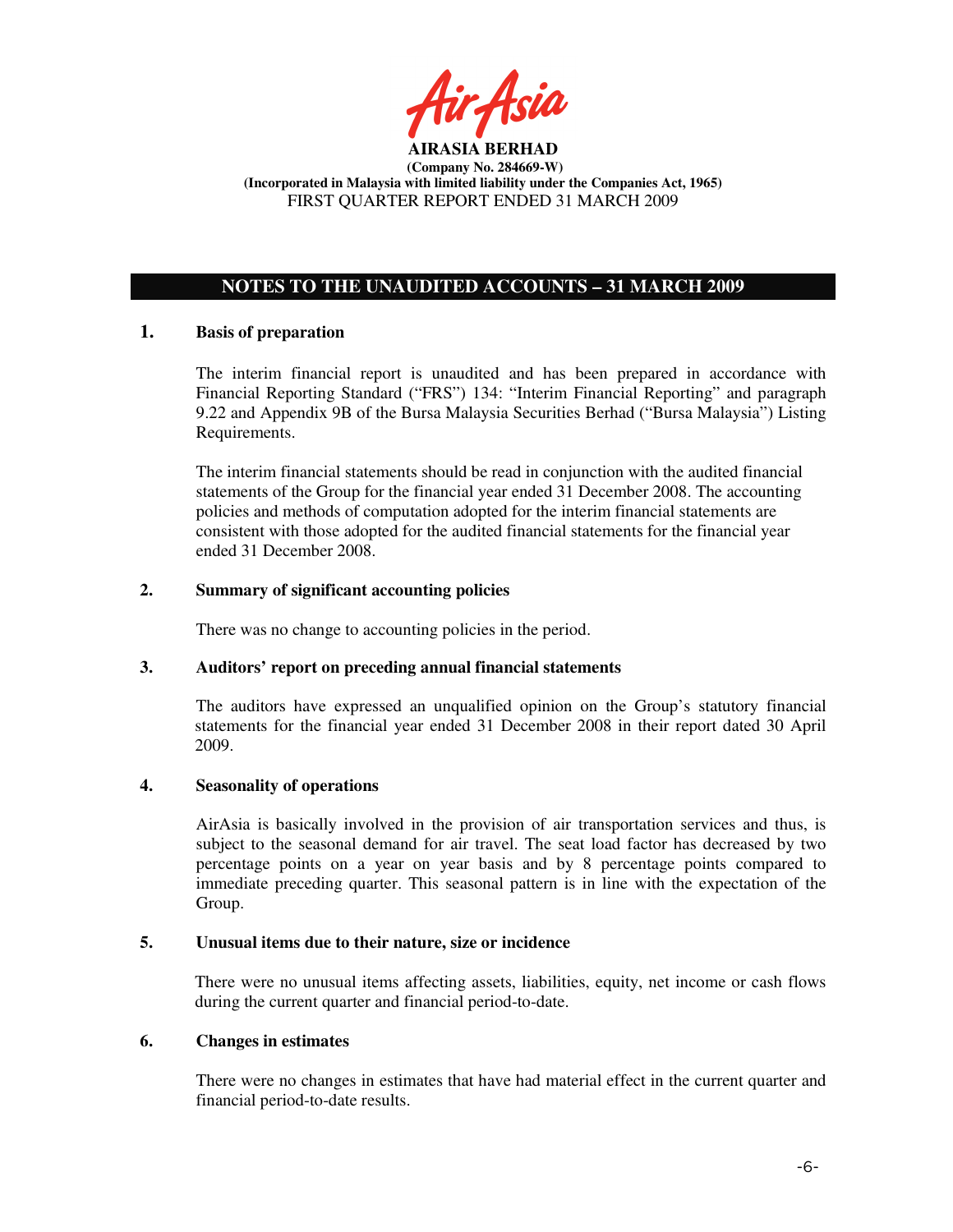# NOTES TO THE UNAUDITED ACCOUNTS – 31 MARCH 2009

## 1. Basis of preparation

The interim financial report is unaudited and has been prepared in accordance with Financial Reporting Standard ("FRS") 134: "Interim Financial Reporting" and paragraph 9.22 and Appendix 9B of the Bursa Malaysia Securities Berhad ("Bursa Malaysia") Listing Requirements.

The interim financial statements should be read in conjunction with the audited financial statements of the Group for the financial year ended 31 December 2008. The accounting policies and methods of computation adopted for the interim financial statements are consistent with those adopted for the audited financial statements for the financial year ended 31 December 2008.

## 2. Summary of significant accounting policies

There was no change to accounting policies in the period.

## 3. Auditors' report on preceding annual financial statements

The auditors have expressed an unqualified opinion on the Group's statutory financial statements for the financial year ended 31 December 2008 in their report dated 30 April 2009.

## 4. Seasonality of operations

AirAsia is basically involved in the provision of air transportation services and thus, is subject to the seasonal demand for air travel. The seat load factor has decreased by two percentage points on a year on year basis and by 8 percentage points compared to immediate preceding quarter. This seasonal pattern is in line with the expectation of the Group.

## 5. Unusual items due to their nature, size or incidence

There were no unusual items affecting assets, liabilities, equity, net income or cash flows during the current quarter and financial period-to-date.

## 6. Changes in estimates

There were no changes in estimates that have had material effect in the current quarter and financial period-to-date results.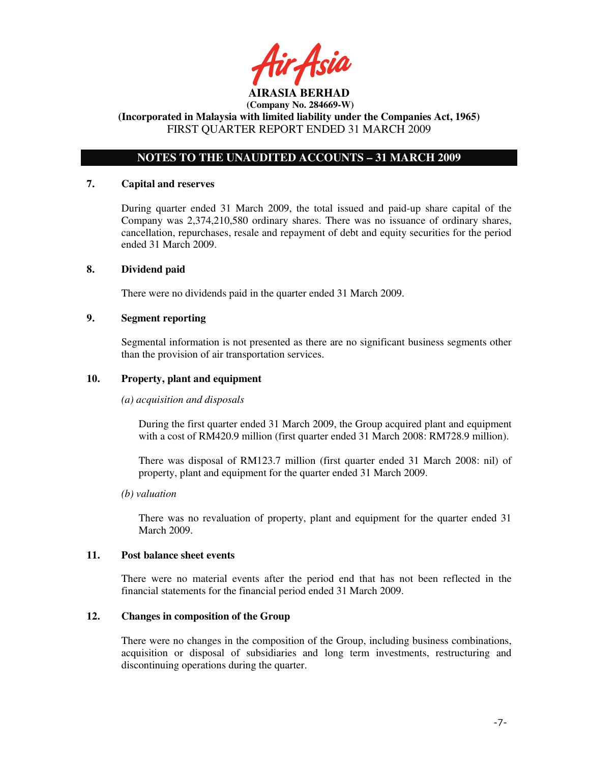**AIRASIA BERHAD**
**(Company No. 284669-W)**
**(Incorporated in Malaysia with limited liability under the Companies Act, 1965)**
FIRST QUARTER REPORT ENDED 31 MARCH 2009

## NOTES TO THE UNAUDITED ACCOUNTS – 31 MARCH 2009

### 7. Capital and reserves

During quarter ended 31 March 2009, the total issued and paid-up share capital of the Company was 2,374,210,580 ordinary shares. There was no issuance of ordinary shares, cancellation, repurchases, resale and repayment of debt and equity securities for the period ended 31 March 2009.

### 8. Dividend paid

There were no dividends paid in the quarter ended 31 March 2009.

### 9. Segment reporting

Segmental information is not presented as there are no significant business segments other than the provision of air transportation services.

### 10. Property, plant and equipment

*(a) acquisition and disposals*

During the first quarter ended 31 March 2009, the Group acquired plant and equipment with a cost of RM420.9 million (first quarter ended 31 March 2008: RM728.9 million).

There was disposal of RM123.7 million (first quarter ended 31 March 2008: nil) of property, plant and equipment for the quarter ended 31 March 2009.

*(b) valuation*

There was no revaluation of property, plant and equipment for the quarter ended 31 March 2009.

### 11. Post balance sheet events

There were no material events after the period end that has not been reflected in the financial statements for the financial period ended 31 March 2009.

### 12. Changes in composition of the Group

There were no changes in the composition of the Group, including business combinations, acquisition or disposal of subsidiaries and long term investments, restructuring and discontinuing operations during the quarter.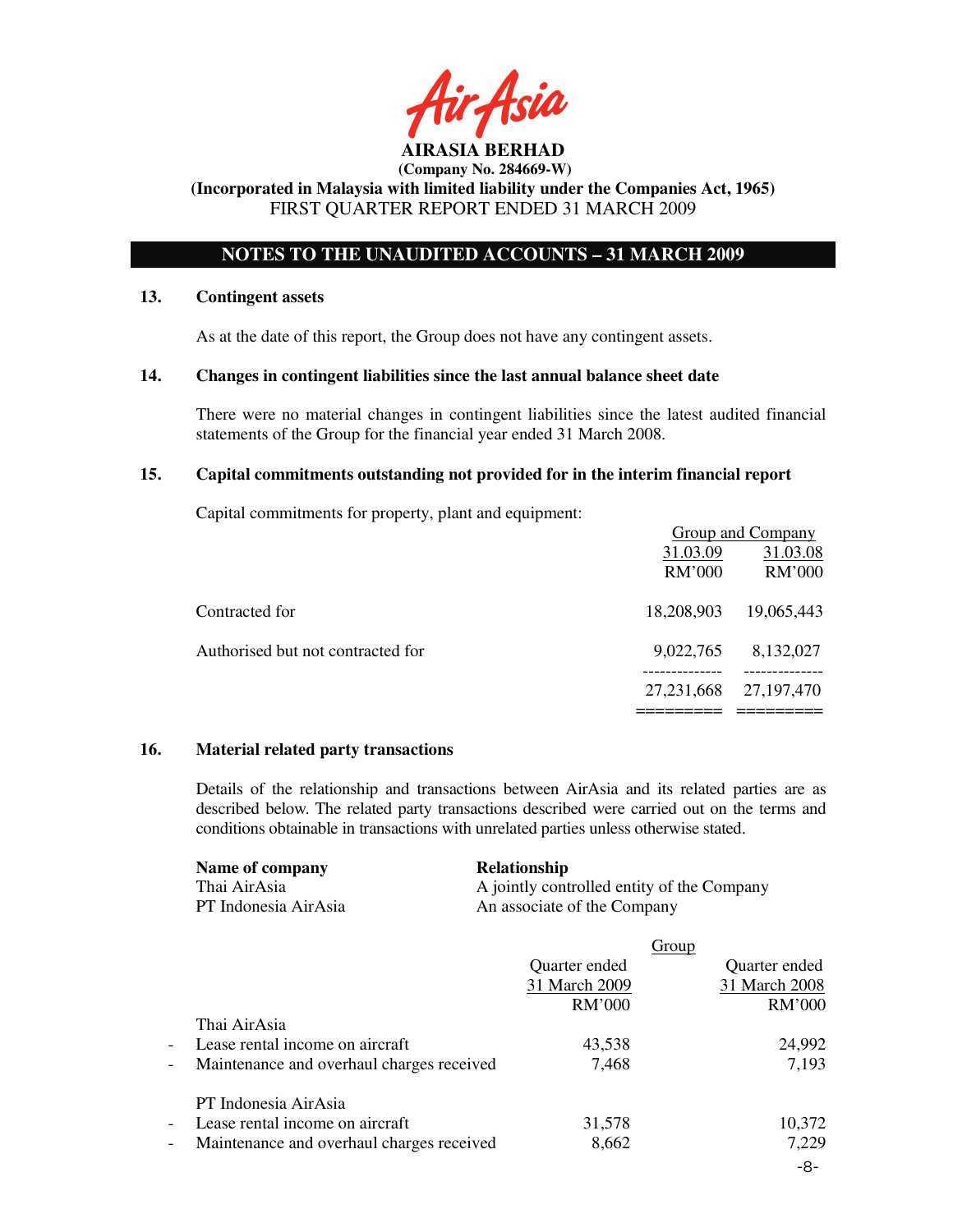**AIRASIA BERHAD**
**(Company No. 284669-W)**
**(Incorporated in Malaysia with limited liability under the Companies Act, 1965)**
FIRST QUARTER REPORT ENDED 31 MARCH 2009

## NOTES TO THE UNAUDITED ACCOUNTS – 31 MARCH 2009

### 13. Contingent assets

As at the date of this report, the Group does not have any contingent assets.

### 14. Changes in contingent liabilities since the last annual balance sheet date

There were no material changes in contingent liabilities since the latest audited financial statements of the Group for the financial year ended 31 March 2008.

### 15. Capital commitments outstanding not provided for in the interim financial report

Capital commitments for property, plant and equipment:

| | Group and Company | |
|---|---|---|
| | 31.03.09 | 31.03.08 |
| | RM'000 | RM'000 |
| Contracted for | 18,208,903 | 19,065,443 |
| Authorised but not contracted for | 9,022,765 | 8,132,027 |
| | 27,231,668 | 27,197,470 |

### 16. Material related party transactions

Details of the relationship and transactions between AirAsia and its related parties are as described below. The related party transactions described were carried out on the terms and conditions obtainable in transactions with unrelated parties unless otherwise stated.

| Name of company | Relationship |
|---|---|
| Thai AirAsia | A jointly controlled entity of the Company |
| PT Indonesia AirAsia | An associate of the Company |

| | Group | |
|---|---|---|
| | Quarter ended 31 March 2009 | Quarter ended 31 March 2008 |
| | RM'000 | RM'000 |
| Thai AirAsia | | |
| - Lease rental income on aircraft | 43,538 | 24,992 |
| - Maintenance and overhaul charges received | 7,468 | 7,193 |
| PT Indonesia AirAsia | | |
| - Lease rental income on aircraft | 31,578 | 10,372 |
| - Maintenance and overhaul charges received | 8,662 | 7,229 |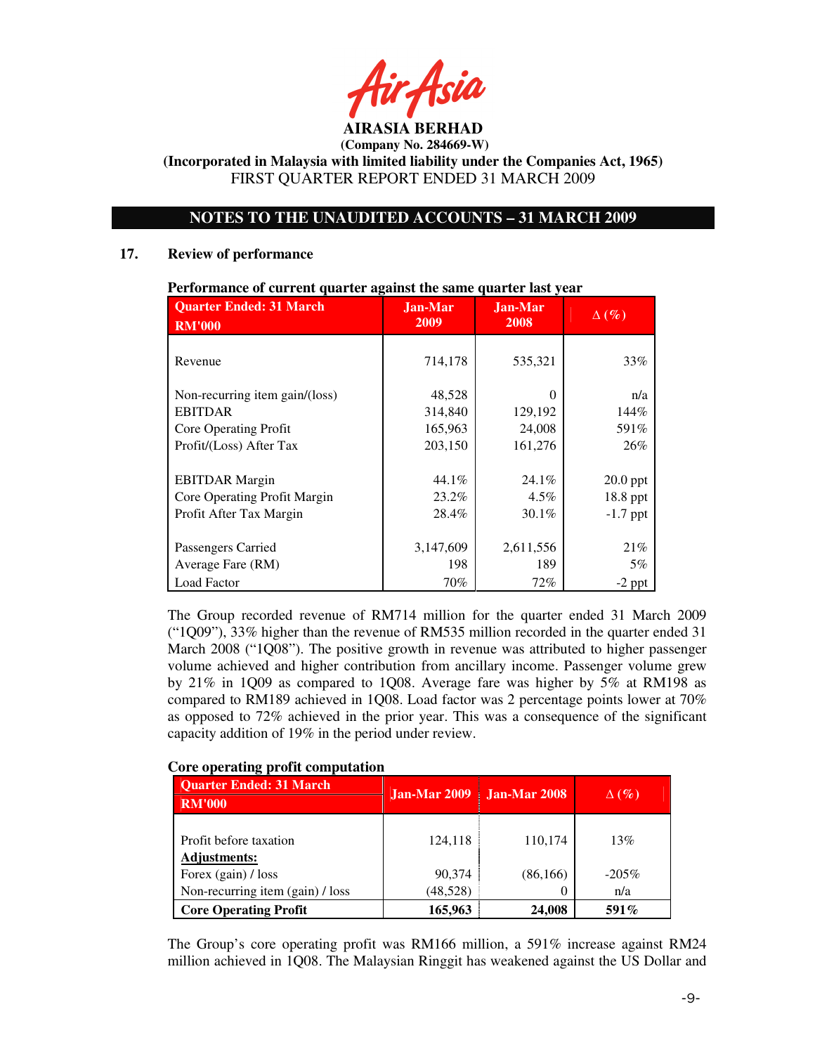# AIRASIA BERHAD

**(Company No. 284669-W)**

**(Incorporated in Malaysia with limited liability under the Companies Act, 1965)**

FIRST QUARTER REPORT ENDED 31 MARCH 2009

## NOTES TO THE UNAUDITED ACCOUNTS – 31 MARCH 2009

### 17. Review of performance

**Performance of current quarter against the same quarter last year**

| Quarter Ended: 31 March RM'000 | Jan-Mar 2009 | Jan-Mar 2008 | Δ (%) |
|---|---|---|---|
| Revenue | 714,178 | 535,321 | 33% |
| Non-recurring item gain/(loss) | 48,528 | 0 | n/a |
| EBITDAR | 314,840 | 129,192 | 144% |
| Core Operating Profit | 165,963 | 24,008 | 591% |
| Profit/(Loss) After Tax | 203,150 | 161,276 | 26% |
| EBITDAR Margin | 44.1% | 24.1% | 20.0 ppt |
| Core Operating Profit Margin | 23.2% | 4.5% | 18.8 ppt |
| Profit After Tax Margin | 28.4% | 30.1% | -1.7 ppt |
| Passengers Carried | 3,147,609 | 2,611,556 | 21% |
| Average Fare (RM) | 198 | 189 | 5% |
| Load Factor | 70% | 72% | -2 ppt |

The Group recorded revenue of RM714 million for the quarter ended 31 March 2009 ("1Q09"), 33% higher than the revenue of RM535 million recorded in the quarter ended 31 March 2008 ("1Q08"). The positive growth in revenue was attributed to higher passenger volume achieved and higher contribution from ancillary income. Passenger volume grew by 21% in 1Q09 as compared to 1Q08. Average fare was higher by 5% at RM198 as compared to RM189 achieved in 1Q08. Load factor was 2 percentage points lower at 70% as opposed to 72% achieved in the prior year. This was a consequence of the significant capacity addition of 19% in the period under review.

**Core operating profit computation**

| Quarter Ended: 31 March RM'000 | Jan-Mar 2009 | Jan-Mar 2008 | Δ (%) |
|---|---|---|---|
| Profit before taxation | 124,118 | 110,174 | 13% |
| **Adjustments:** | | | |
| Forex (gain) / loss | 90,374 | (86,166) | -205% |
| Non-recurring item (gain) / loss | (48,528) | 0 | n/a |
| **Core Operating Profit** | **165,963** | **24,008** | **591%** |

The Group's core operating profit was RM166 million, a 591% increase against RM24 million achieved in 1Q08. The Malaysian Ringgit has weakened against the US Dollar and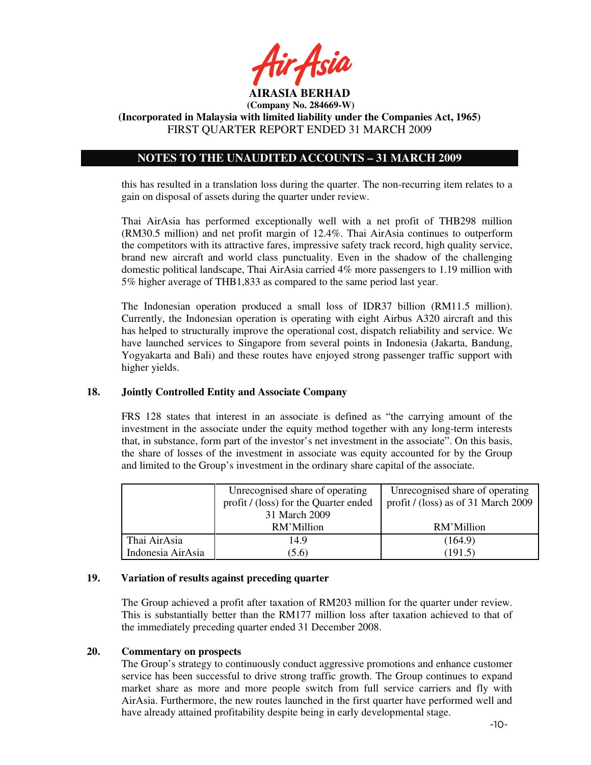this has resulted in a translation loss during the quarter. The non-recurring item relates to a gain on disposal of assets during the quarter under review.

Thai AirAsia has performed exceptionally well with a net profit of THB298 million (RM30.5 million) and net profit margin of 12.4%. Thai AirAsia continues to outperform the competitors with its attractive fares, impressive safety track record, high quality service, brand new aircraft and world class punctuality. Even in the shadow of the challenging domestic political landscape, Thai AirAsia carried 4% more passengers to 1.19 million with 5% higher average of THB1,833 as compared to the same period last year.

The Indonesian operation produced a small loss of IDR37 billion (RM11.5 million). Currently, the Indonesian operation is operating with eight Airbus A320 aircraft and this has helped to structurally improve the operational cost, dispatch reliability and service. We have launched services to Singapore from several points in Indonesia (Jakarta, Bandung, Yogyakarta and Bali) and these routes have enjoyed strong passenger traffic support with higher yields.

## 18. Jointly Controlled Entity and Associate Company

FRS 128 states that interest in an associate is defined as "the carrying amount of the investment in the associate under the equity method together with any long-term interests that, in substance, form part of the investor's net investment in the associate". On this basis, the share of losses of the investment in associate was equity accounted for by the Group and limited to the Group's investment in the ordinary share capital of the associate.

| | Unrecognised share of operating profit / (loss) for the Quarter ended 31 March 2009<br>RM'Million | Unrecognised share of operating profit / (loss) as of 31 March 2009<br>RM'Million |
|---|---|---|
| Thai AirAsia | 14.9 | (164.9) |
| Indonesia AirAsia | (5.6) | (191.5) |

## 19. Variation of results against preceding quarter

The Group achieved a profit after taxation of RM203 million for the quarter under review. This is substantially better than the RM177 million loss after taxation achieved to that of the immediately preceding quarter ended 31 December 2008.

## 20. Commentary on prospects

The Group's strategy to continuously conduct aggressive promotions and enhance customer service has been successful to drive strong traffic growth. The Group continues to expand market share as more and more people switch from full service carriers and fly with AirAsia. Furthermore, the new routes launched in the first quarter have performed well and have already attained profitability despite being in early developmental stage.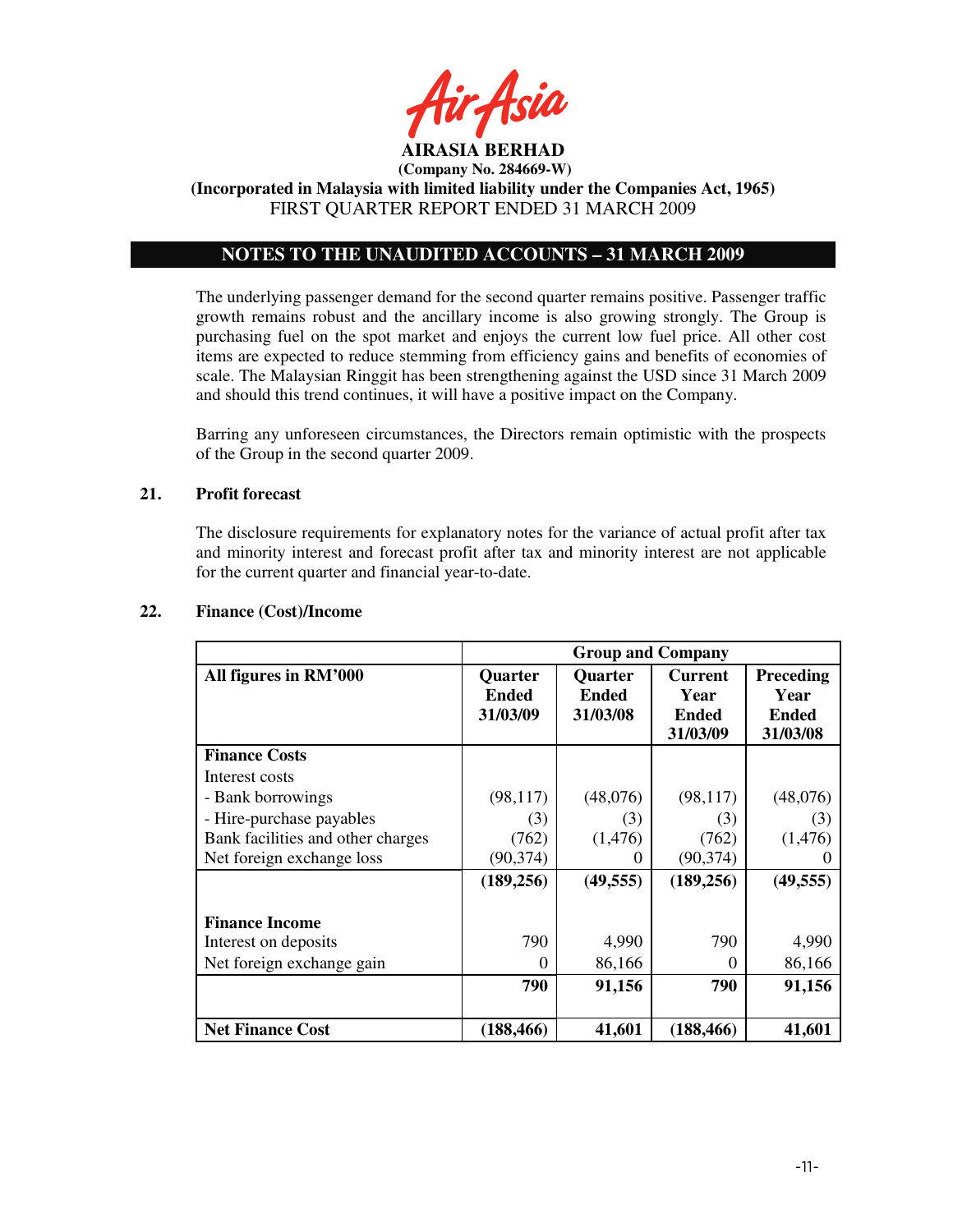# NOTES TO THE UNAUDITED ACCOUNTS – 31 MARCH 2009

The underlying passenger demand for the second quarter remains positive. Passenger traffic growth remains robust and the ancillary income is also growing strongly. The Group is purchasing fuel on the spot market and enjoys the current low fuel price. All other cost items are expected to reduce stemming from efficiency gains and benefits of economies of scale. The Malaysian Ringgit has been strengthening against the USD since 31 March 2009 and should this trend continues, it will have a positive impact on the Company.

Barring any unforeseen circumstances, the Directors remain optimistic with the prospects of the Group in the second quarter 2009.

## 21. Profit forecast

The disclosure requirements for explanatory notes for the variance of actual profit after tax and minority interest and forecast profit after tax and minority interest are not applicable for the current quarter and financial year-to-date.

## 22. Finance (Cost)/Income

| | Group and Company | | | |
|---|---|---|---|---|
| **All figures in RM'000** | **Quarter Ended 31/03/09** | **Quarter Ended 31/03/08** | **Current Year Ended 31/03/09** | **Preceding Year Ended 31/03/08** |
| **Finance Costs** | | | | |
| Interest costs | | | | |
| - Bank borrowings | (98,117) | (48,076) | (98,117) | (48,076) |
| - Hire-purchase payables | (3) | (3) | (3) | (3) |
| Bank facilities and other charges | (762) | (1,476) | (762) | (1,476) |
| Net foreign exchange loss | (90,374) | 0 | (90,374) | 0 |
| | **(189,256)** | **(49,555)** | **(189,256)** | **(49,555)** |
| **Finance Income** | | | | |
| Interest on deposits | 790 | 4,990 | 790 | 4,990 |
| Net foreign exchange gain | 0 | 86,166 | 0 | 86,166 |
| | **790** | **91,156** | **790** | **91,156** |
| **Net Finance Cost** | **(188,466)** | **41,601** | **(188,466)** | **41,601** |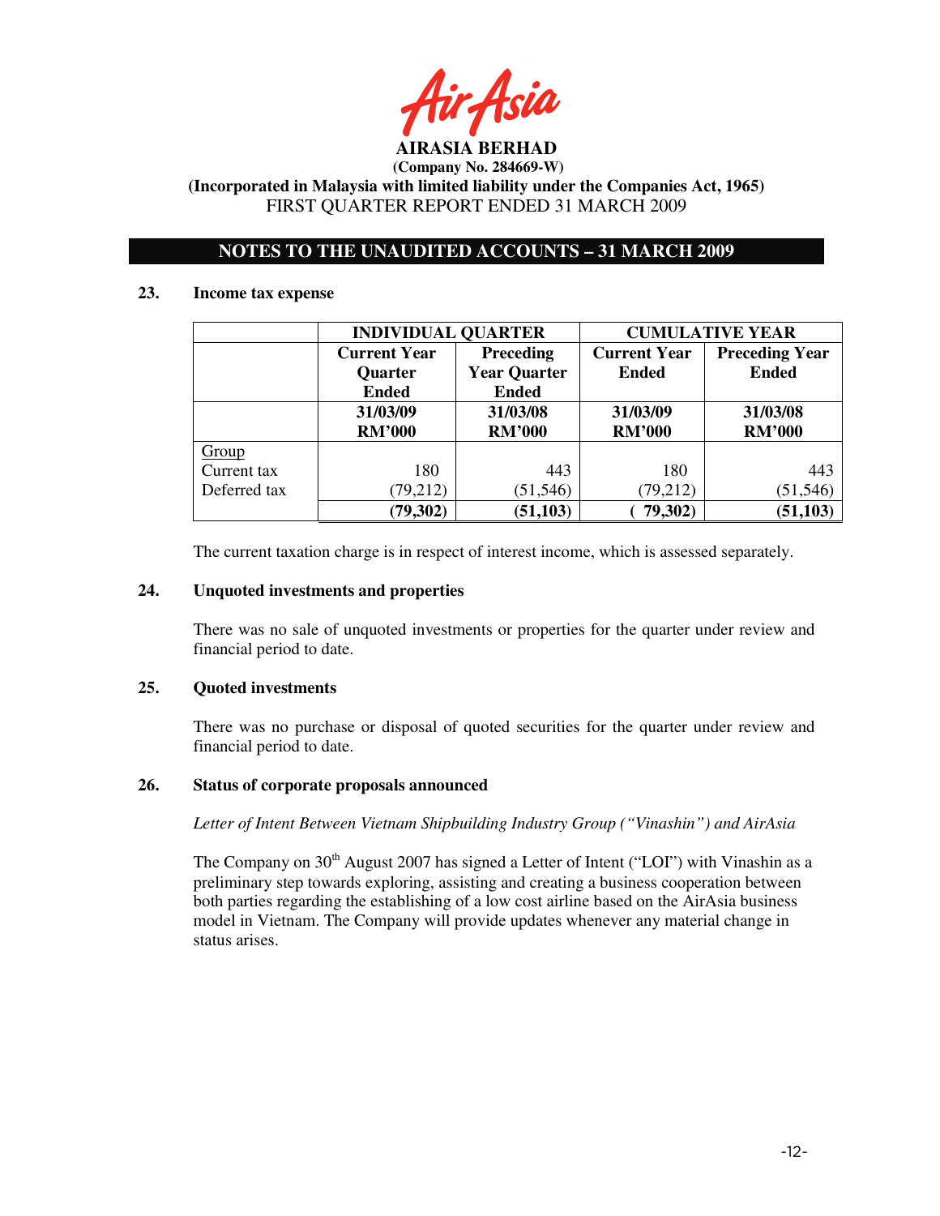AirAsia

**AIRASIA BERHAD**
**(Company No. 284669-W)**
**(Incorporated in Malaysia with limited liability under the Companies Act, 1965)**
FIRST QUARTER REPORT ENDED 31 MARCH 2009

## NOTES TO THE UNAUDITED ACCOUNTS – 31 MARCH 2009

### 23. Income tax expense

| | INDIVIDUAL QUARTER | | CUMULATIVE YEAR | |
|---|---|---|---|---|
| | Current Year Quarter Ended | Preceding Year Quarter Ended | Current Year Ended | Preceding Year Ended |
| | 31/03/09 RM'000 | 31/03/08 RM'000 | 31/03/09 RM'000 | 31/03/08 RM'000 |
| Group | | | | |
| Current tax | 180 | 443 | 180 | 443 |
| Deferred tax | (79,212) | (51,546) | (79,212) | (51,546) |
| | **(79,302)** | **(51,103)** | **( 79,302)** | **(51,103)** |

The current taxation charge is in respect of interest income, which is assessed separately.

### 24. Unquoted investments and properties

There was no sale of unquoted investments or properties for the quarter under review and financial period to date.

### 25. Quoted investments

There was no purchase or disposal of quoted securities for the quarter under review and financial period to date.

### 26. Status of corporate proposals announced

*Letter of Intent Between Vietnam Shipbuilding Industry Group ("Vinashin") and AirAsia*

The Company on 30th August 2007 has signed a Letter of Intent ("LOI") with Vinashin as a preliminary step towards exploring, assisting and creating a business cooperation between both parties regarding the establishing of a low cost airline based on the AirAsia business model in Vietnam. The Company will provide updates whenever any material change in status arises.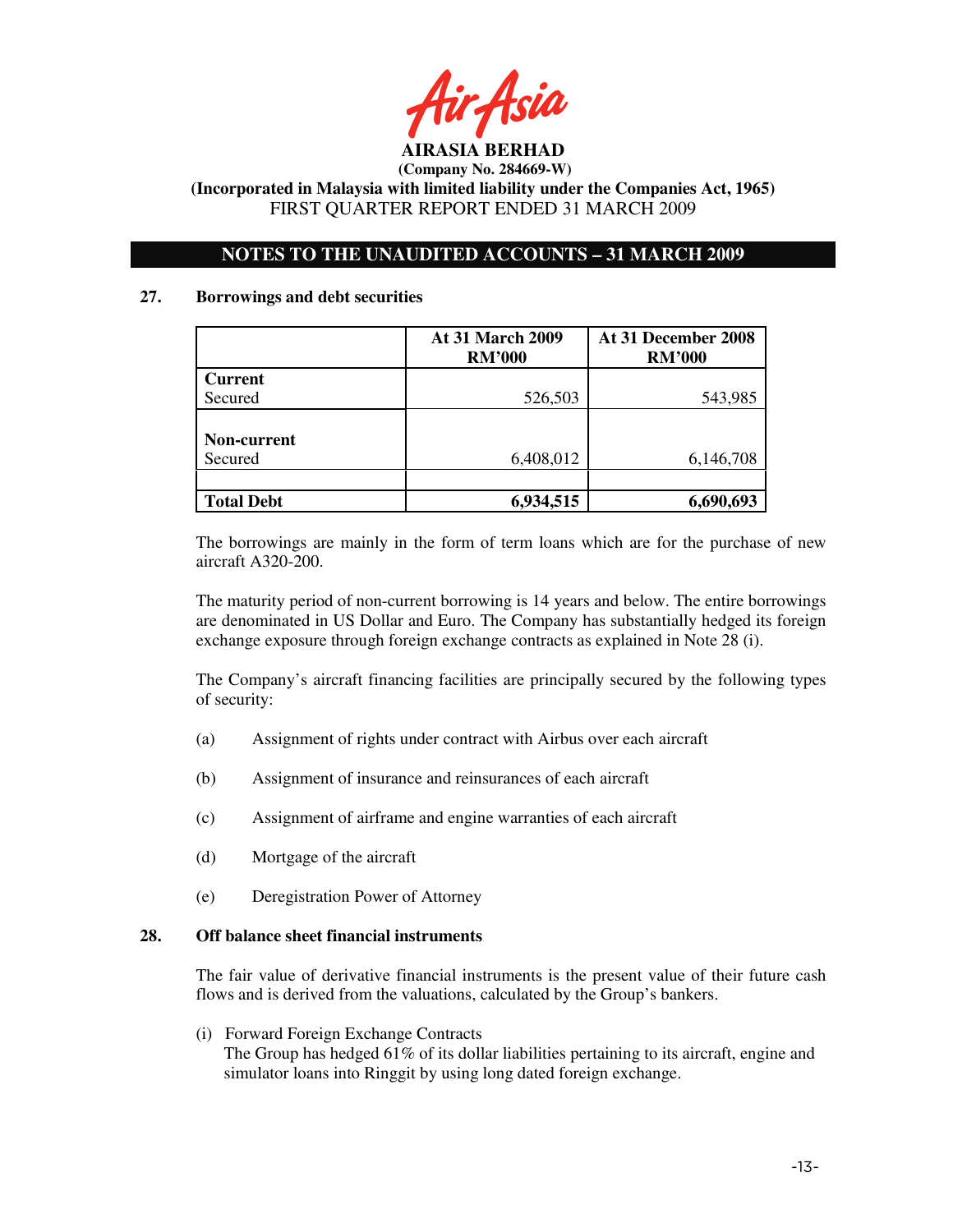**AIRASIA BERHAD**
**(Company No. 284669-W)**
**(Incorporated in Malaysia with limited liability under the Companies Act, 1965)**
FIRST QUARTER REPORT ENDED 31 MARCH 2009

## NOTES TO THE UNAUDITED ACCOUNTS – 31 MARCH 2009

### 27. Borrowings and debt securities

| | At 31 March 2009 RM'000 | At 31 December 2008 RM'000 |
|---|---|---|
| **Current** | | |
| Secured | 526,503 | 543,985 |
| **Non-current** | | |
| Secured | 6,408,012 | 6,146,708 |
| | | |
| **Total Debt** | **6,934,515** | **6,690,693** |

The borrowings are mainly in the form of term loans which are for the purchase of new aircraft A320-200.

The maturity period of non-current borrowing is 14 years and below. The entire borrowings are denominated in US Dollar and Euro. The Company has substantially hedged its foreign exchange exposure through foreign exchange contracts as explained in Note 28 (i).

The Company's aircraft financing facilities are principally secured by the following types of security:

(a) Assignment of rights under contract with Airbus over each aircraft

(b) Assignment of insurance and reinsurances of each aircraft

(c) Assignment of airframe and engine warranties of each aircraft

(d) Mortgage of the aircraft

(e) Deregistration Power of Attorney

### 28. Off balance sheet financial instruments

The fair value of derivative financial instruments is the present value of their future cash flows and is derived from the valuations, calculated by the Group's bankers.

(i) Forward Foreign Exchange Contracts
The Group has hedged 61% of its dollar liabilities pertaining to its aircraft, engine and simulator loans into Ringgit by using long dated foreign exchange.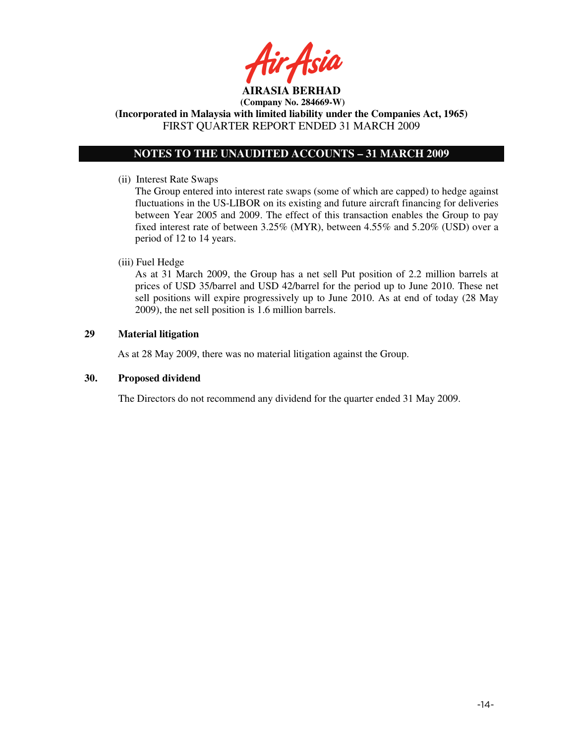# AIRASIA BERHAD

**(Company No. 284669-W)**

**(Incorporated in Malaysia with limited liability under the Companies Act, 1965)**

FIRST QUARTER REPORT ENDED 31 MARCH 2009

## NOTES TO THE UNAUDITED ACCOUNTS – 31 MARCH 2009

(ii) Interest Rate Swaps

The Group entered into interest rate swaps (some of which are capped) to hedge against fluctuations in the US-LIBOR on its existing and future aircraft financing for deliveries between Year 2005 and 2009. The effect of this transaction enables the Group to pay fixed interest rate of between 3.25% (MYR), between 4.55% and 5.20% (USD) over a period of 12 to 14 years.

(iii) Fuel Hedge

As at 31 March 2009, the Group has a net sell Put position of 2.2 million barrels at prices of USD 35/barrel and USD 42/barrel for the period up to June 2010. These net sell positions will expire progressively up to June 2010. As at end of today (28 May 2009), the net sell position is 1.6 million barrels.

### 29 Material litigation

As at 28 May 2009, there was no material litigation against the Group.

### 30. Proposed dividend

The Directors do not recommend any dividend for the quarter ended 31 May 2009.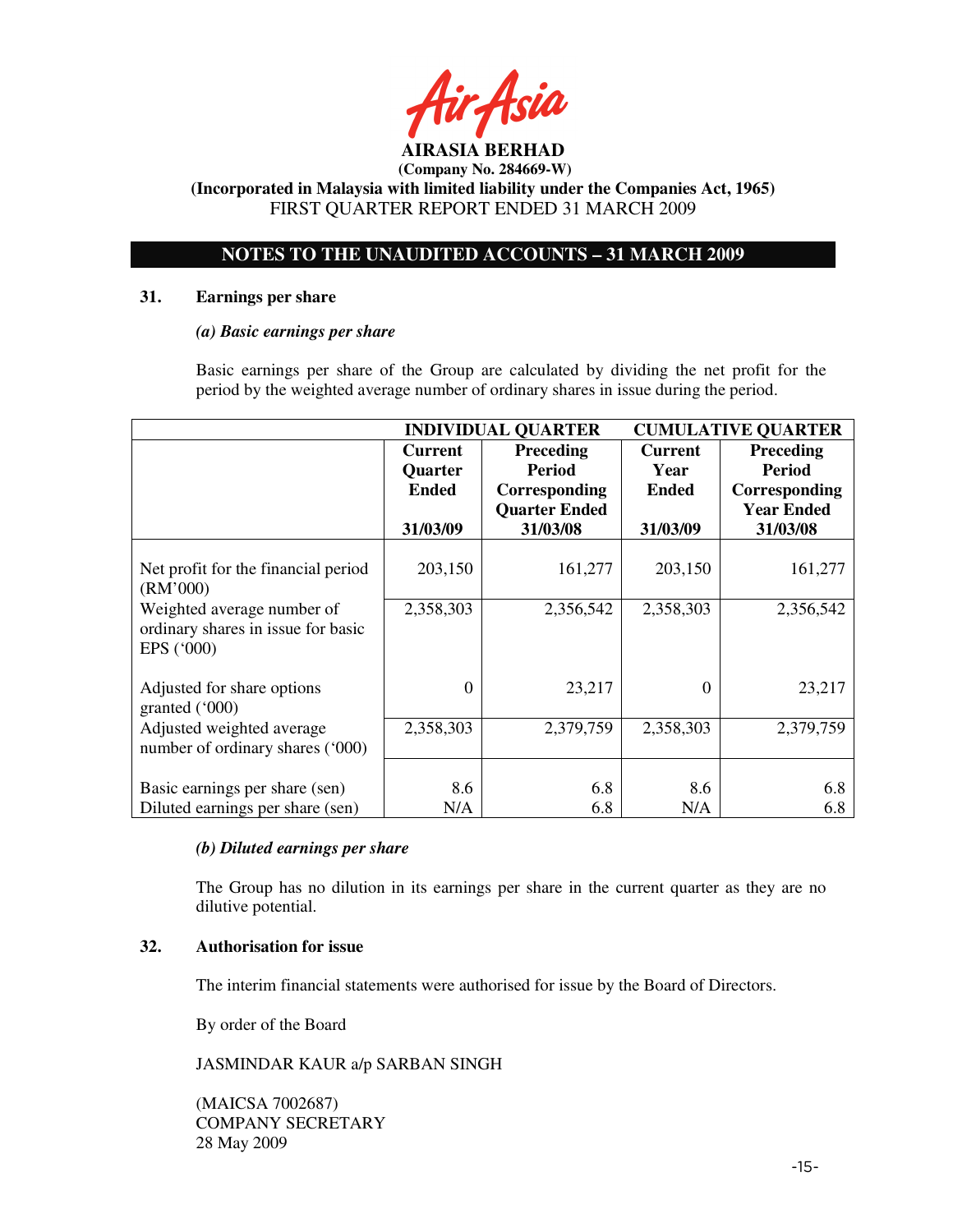**AIRASIA BERHAD**
**(Company No. 284669-W)**
**(Incorporated in Malaysia with limited liability under the Companies Act, 1965)**
FIRST QUARTER REPORT ENDED 31 MARCH 2009

## NOTES TO THE UNAUDITED ACCOUNTS – 31 MARCH 2009

### 31. Earnings per share

*(a) Basic earnings per share*

Basic earnings per share of the Group are calculated by dividing the net profit for the period by the weighted average number of ordinary shares in issue during the period.

| | INDIVIDUAL QUARTER | | CUMULATIVE QUARTER | |
|---|---|---|---|---|
| | **Current Quarter Ended 31/03/09** | **Preceding Period Corresponding Quarter Ended 31/03/08** | **Current Year Ended 31/03/09** | **Preceding Period Corresponding Year Ended 31/03/08** |
| Net profit for the financial period (RM'000) | 203,150 | 161,277 | 203,150 | 161,277 |
| Weighted average number of ordinary shares in issue for basic EPS ('000) | 2,358,303 | 2,356,542 | 2,358,303 | 2,356,542 |
| Adjusted for share options granted ('000) | 0 | 23,217 | 0 | 23,217 |
| Adjusted weighted average number of ordinary shares ('000) | 2,358,303 | 2,379,759 | 2,358,303 | 2,379,759 |
| Basic earnings per share (sen) | 8.6 | 6.8 | 8.6 | 6.8 |
| Diluted earnings per share (sen) | N/A | 6.8 | N/A | 6.8 |

*(b) Diluted earnings per share*

The Group has no dilution in its earnings per share in the current quarter as they are no dilutive potential.

### 32. Authorisation for issue

The interim financial statements were authorised for issue by the Board of Directors.

By order of the Board

JASMINDAR KAUR a/p SARBAN SINGH

(MAICSA 7002687)
COMPANY SECRETARY
28 May 2009